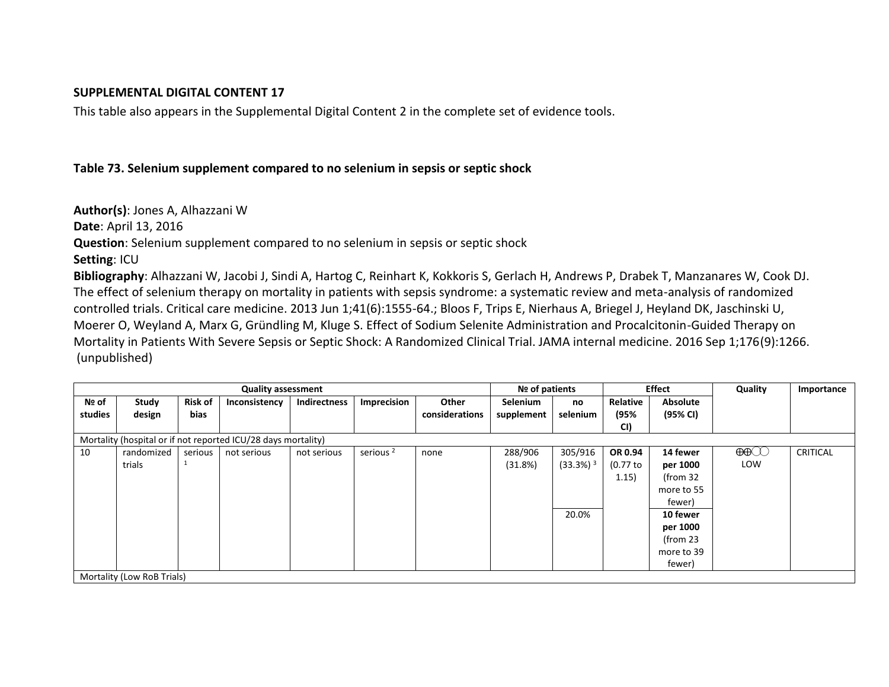**SUPPLEMENTAL DIGITAL CONTENT 17**

This table also appears in the Supplemental Digital Content 2 in the complete set of evidence tools.

### Table 73. Selenium supplement compared to no selenium in sepsis or septic shock

**Author(s)**: Jones A, Alhazzani W
**Date**: April 13, 2016
**Question**: Selenium supplement compared to no selenium in sepsis or septic shock
**Setting**: ICU
**Bibliography**: Alhazzani W, Jacobi J, Sindi A, Hartog C, Reinhart K, Kokkoris S, Gerlach H, Andrews P, Drabek T, Manzanares W, Cook DJ. The effect of selenium therapy on mortality in patients with sepsis syndrome: a systematic review and meta-analysis of randomized controlled trials. Critical care medicine. 2013 Jun 1;41(6):1555-64.; Bloos F, Trips E, Nierhaus A, Briegel J, Heyland DK, Jaschinski U, Moerer O, Weyland A, Marx G, Gründling M, Kluge S. Effect of Sodium Selenite Administration and Procalcitonin-Guided Therapy on Mortality in Patients With Severe Sepsis or Septic Shock: A Randomized Clinical Trial. JAMA internal medicine. 2016 Sep 1;176(9):1266. (unpublished)

| Quality assessment | | | | | | | № of patients | | Effect | | Quality | Importance |
|---|---|---|---|---|---|---|---|---|---|---|---|---|
| № of studies | Study design | Risk of bias | Inconsistency | Indirectness | Imprecision | Other considerations | Selenium supplement | no selenium | Relative (95% CI) | Absolute (95% CI) | | |
| Mortality (hospital or if not reported ICU/28 days mortality) | | | | | | | | | | | | |
| 10 | randomized trials | serious [1] | not serious | not serious | serious [2] | none | 288/906 (31.8%) | 305/916 (33.3%) [3] | **OR 0.94** (0.77 to 1.15) | **14 fewer per 1000** (from 32 more to 55 fewer) | ⊕⊕◯◯ LOW | CRITICAL |
| | | | | | | | | 20.0% | | **10 fewer per 1000** (from 23 more to 39 fewer) | | |
| Mortality (Low RoB Trials) | | | | | | | | | | | | |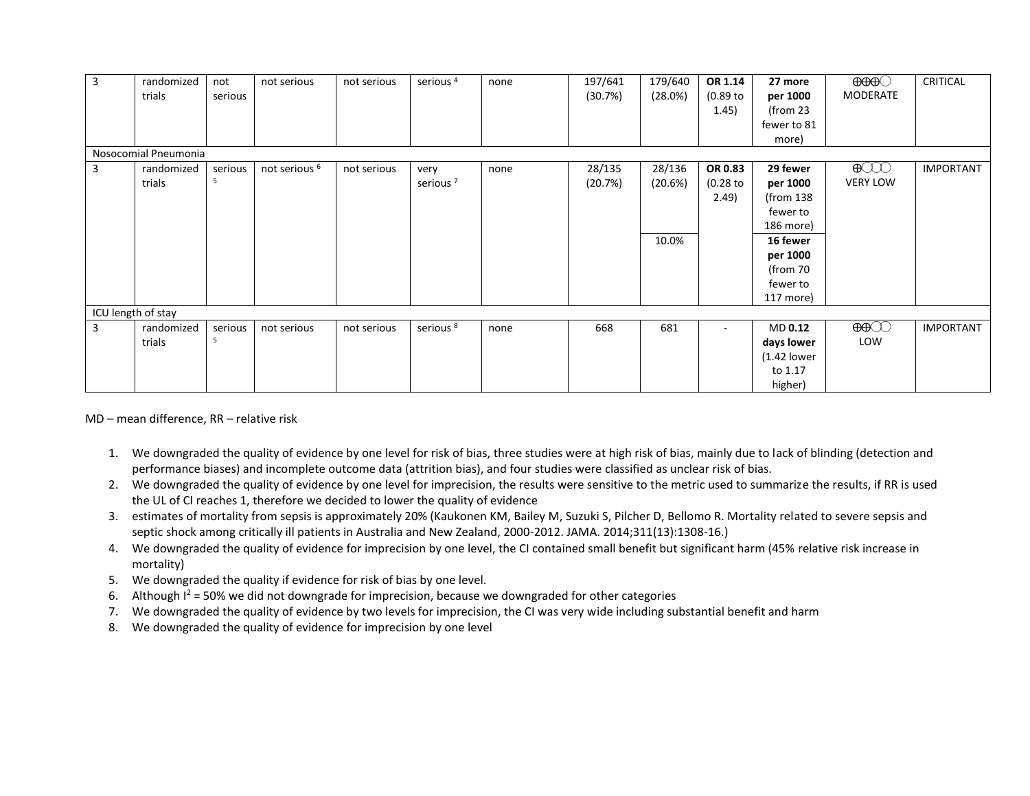| | | | | | | | | | | | | |
|---|---|---|---|---|---|---|---|---|---|---|---|---|
| 3 | randomized trials | not serious | not serious | not serious | serious [4] | none | 197/641 (30.7%) | 179/640 (28.0%) | **OR 1.14** (0.89 to 1.45) | **27 more per 1000** (from 23 fewer to 81 more) | ⨁⨁⨁◯ MODERATE | CRITICAL |
| Nosocomial Pneumonia | | | | | | | | | | | | |
| 3 | randomized trials | serious [5] | not serious [6] | not serious | very serious [7] | none | 28/135 (20.7%) | 28/136 (20.6%) | **OR 0.83** (0.28 to 2.49) | **29 fewer per 1000** (from 138 fewer to 186 more) | ⨁◯◯◯ VERY LOW | IMPORTANT |
| | | | | | | | | 10.0% | | **16 fewer per 1000** (from 70 fewer to 117 more) | | |
| ICU length of stay | | | | | | | | | | | | |
| 3 | randomized trials | serious [5] | not serious | not serious | serious [8] | none | 668 | 681 | - | MD **0.12 days lower** (1.42 lower to 1.17 higher) | ⨁⨁◯◯ LOW | IMPORTANT |

MD – mean difference, RR – relative risk

1. We downgraded the quality of evidence by one level for risk of bias, three studies were at high risk of bias, mainly due to lack of blinding (detection and performance biases) and incomplete outcome data (attrition bias), and four studies were classified as unclear risk of bias.
2. We downgraded the quality of evidence by one level for imprecision, the results were sensitive to the metric used to summarize the results, if RR is used the UL of CI reaches 1, therefore we decided to lower the quality of evidence
3. estimates of mortality from sepsis is approximately 20% (Kaukonen KM, Bailey M, Suzuki S, Pilcher D, Bellomo R. Mortality related to severe sepsis and septic shock among critically ill patients in Australia and New Zealand, 2000-2012. JAMA. 2014;311(13):1308-16.)
4. We downgraded the quality of evidence for imprecision by one level, the CI contained small benefit but significant harm (45% relative risk increase in mortality)
5. We downgraded the quality if evidence for risk of bias by one level.
6. Although $I^2$ = 50% we did not downgrade for imprecision, because we downgraded for other categories
7. We downgraded the quality of evidence by two levels for imprecision, the CI was very wide including substantial benefit and harm
8. We downgraded the quality of evidence for imprecision by one level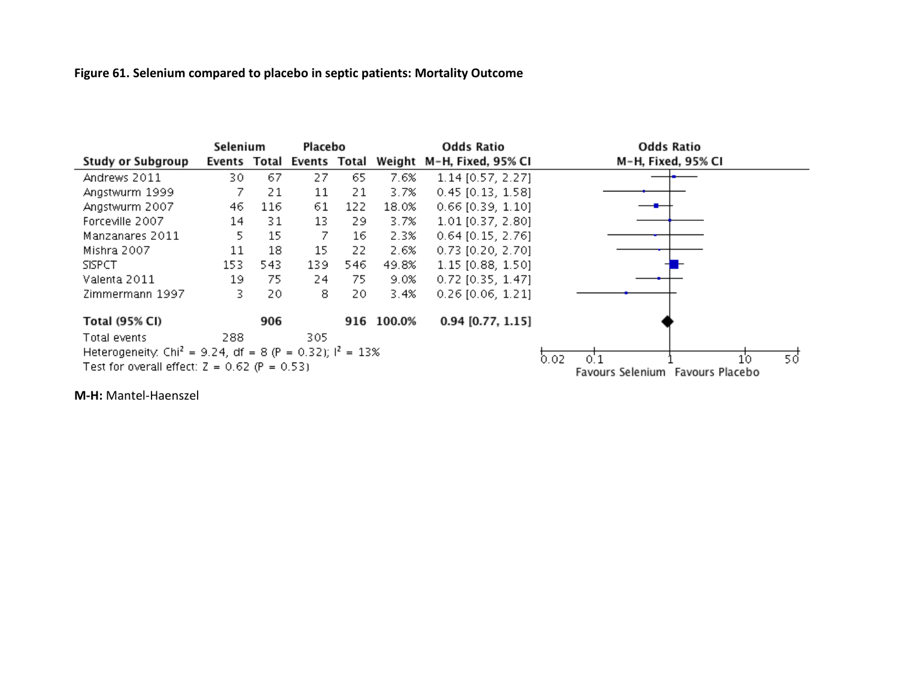**Figure 61. Selenium compared to placebo in septic patients: Mortality Outcome**

| Study or Subgroup | Selenium | | Placebo | | Weight | Odds Ratio |
|---|---|---|---|---|---|---|
| | Events | Total | Events | Total | | M-H, Fixed, 95% CI |
| Andrews 2011 | 30 | 67 | 27 | 65 | 7.6% | 1.14 [0.57, 2.27] |
| Angstwurm 1999 | 7 | 21 | 11 | 21 | 3.7% | 0.45 [0.13, 1.58] |
| Angstwurm 2007 | 46 | 116 | 61 | 122 | 18.0% | 0.66 [0.39, 1.10] |
| Forceville 2007 | 14 | 31 | 13 | 29 | 3.7% | 1.01 [0.37, 2.80] |
| Manzanares 2011 | 5 | 15 | 7 | 16 | 2.3% | 0.64 [0.15, 2.76] |
| Mishra 2007 | 11 | 18 | 15 | 22 | 2.6% | 0.73 [0.20, 2.70] |
| SISPCT | 153 | 543 | 139 | 546 | 49.8% | 1.15 [0.88, 1.50] |
| Valenta 2011 | 19 | 75 | 24 | 75 | 9.0% | 0.72 [0.35, 1.47] |
| Zimmermann 1997 | 3 | 20 | 8 | 20 | 3.4% | 0.26 [0.06, 1.21] |
| **Total (95% CI)** | | **906** | | **916** | **100.0%** | **0.94 [0.77, 1.15]** |
| Total events | 288 | | 305 | | | |

Heterogeneity: $Chi^2 = 9.24$, $df = 8$ ($P = 0.32$); $I^2 = 13\%$

Test for overall effect: $Z = 0.62$ ($P = 0.53$)

Odds Ratio M-H, Fixed, 95% CI (axis: 0.02, 0.1, 1, 10, 50) — Favours Selenium / Favours Placebo

**M-H:** Mantel-Haenszel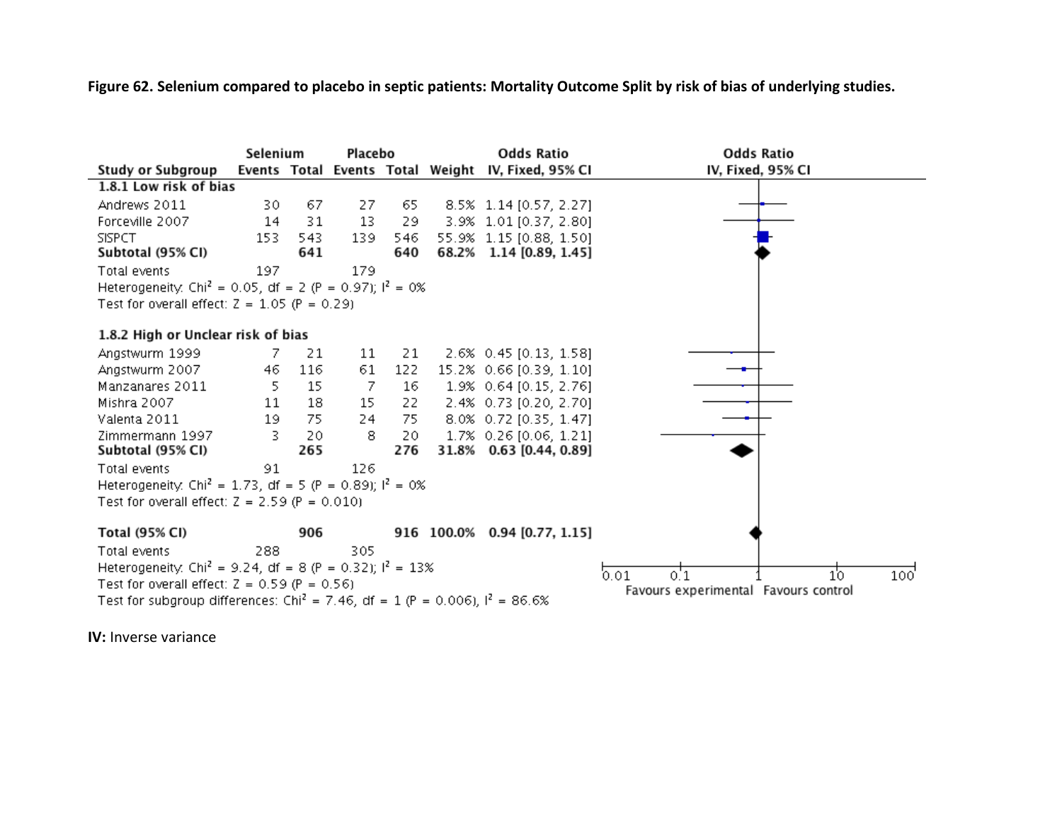**Figure 62. Selenium compared to placebo in septic patients: Mortality Outcome Split by risk of bias of underlying studies.**

| Study or Subgroup | Selenium Events | Selenium Total | Placebo Events | Placebo Total | Weight | Odds Ratio IV, Fixed, 95% CI |
|---|---|---|---|---|---|---|
| **1.8.1 Low risk of bias** | | | | | | |
| Andrews 2011 | 30 | 67 | 27 | 65 | 8.5% | 1.14 [0.57, 2.27] |
| Forceville 2007 | 14 | 31 | 13 | 29 | 3.9% | 1.01 [0.37, 2.80] |
| SISPCT | 153 | 543 | 139 | 546 | 55.9% | 1.15 [0.88, 1.50] |
| **Subtotal (95% CI)** | | **641** | | **640** | **68.2%** | **1.14 [0.89, 1.45]** |
| Total events | 197 | | 179 | | | |
| Heterogeneity: $Chi^2 = 0.05$, df = 2 (P = 0.97); $I^2 = 0\%$ | | | | | | |
| Test for overall effect: Z = 1.05 (P = 0.29) | | | | | | |
| **1.8.2 High or Unclear risk of bias** | | | | | | |
| Angstwurm 1999 | 7 | 21 | 11 | 21 | 2.6% | 0.45 [0.13, 1.58] |
| Angstwurm 2007 | 46 | 116 | 61 | 122 | 15.2% | 0.66 [0.39, 1.10] |
| Manzanares 2011 | 5 | 15 | 7 | 16 | 1.9% | 0.64 [0.15, 2.76] |
| Mishra 2007 | 11 | 18 | 15 | 22 | 2.4% | 0.73 [0.20, 2.70] |
| Valenta 2011 | 19 | 75 | 24 | 75 | 8.0% | 0.72 [0.35, 1.47] |
| Zimmermann 1997 | 3 | 20 | 8 | 20 | 1.7% | 0.26 [0.06, 1.21] |
| **Subtotal (95% CI)** | | **265** | | **276** | **31.8%** | **0.63 [0.44, 0.89]** |
| Total events | 91 | | 126 | | | |
| Heterogeneity: $Chi^2 = 1.73$, df = 5 (P = 0.89); $I^2 = 0\%$ | | | | | | |
| Test for overall effect: Z = 2.59 (P = 0.010) | | | | | | |
| **Total (95% CI)** | | **906** | | **916** | **100.0%** | **0.94 [0.77, 1.15]** |
| Total events | 288 | | 305 | | | |
| Heterogeneity: $Chi^2 = 9.24$, df = 8 (P = 0.32); $I^2 = 13\%$ | | | | | | |
| Test for overall effect: Z = 0.59 (P = 0.56) | | | | | | |
| Test for subgroup differences: $Chi^2 = 7.46$, df = 1 (P = 0.006), $I^2 = 86.6\%$ | | | | | | |

Odds Ratio IV, Fixed, 95% CI (axis: 0.01, 0.1, 1, 10, 100; Favours experimental / Favours control)

**IV:** Inverse variance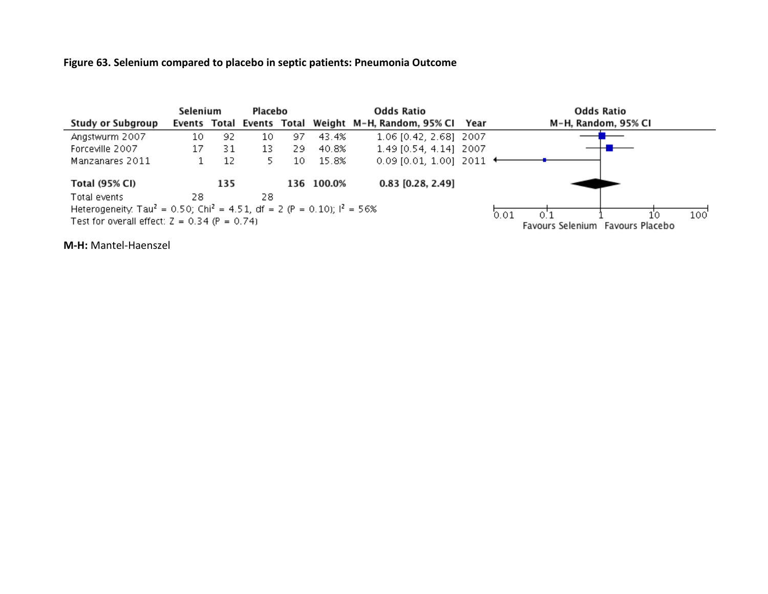**Figure 63. Selenium compared to placebo in septic patients: Pneumonia Outcome**

| Study or Subgroup | Selenium Events | Selenium Total | Placebo Events | Placebo Total | Weight | Odds Ratio M-H, Random, 95% CI | Year |
|---|---|---|---|---|---|---|---|
| Angstwurm 2007 | 10 | 92 | 10 | 97 | 43.4% | 1.06 [0.42, 2.68] | 2007 |
| Forceville 2007 | 17 | 31 | 13 | 29 | 40.8% | 1.49 [0.54, 4.14] | 2007 |
| Manzanares 2011 | 1 | 12 | 5 | 10 | 15.8% | 0.09 [0.01, 1.00] | 2011 |
| **Total (95% CI)** | | **135** | | **136** | **100.0%** | **0.83 [0.28, 2.49]** | |
| Total events | 28 | | 28 | | | | |

Heterogeneity: $Tau^2 = 0.50$; $Chi^2 = 4.51$, $df = 2$ ($P = 0.10$); $I^2 = 56\%$

Test for overall effect: $Z = 0.34$ ($P = 0.74$)

Odds Ratio M-H, Random, 95% CI — axis: 0.01, 0.1, 1, 10, 100; Favours Selenium / Favours Placebo

**M-H:** Mantel-Haenszel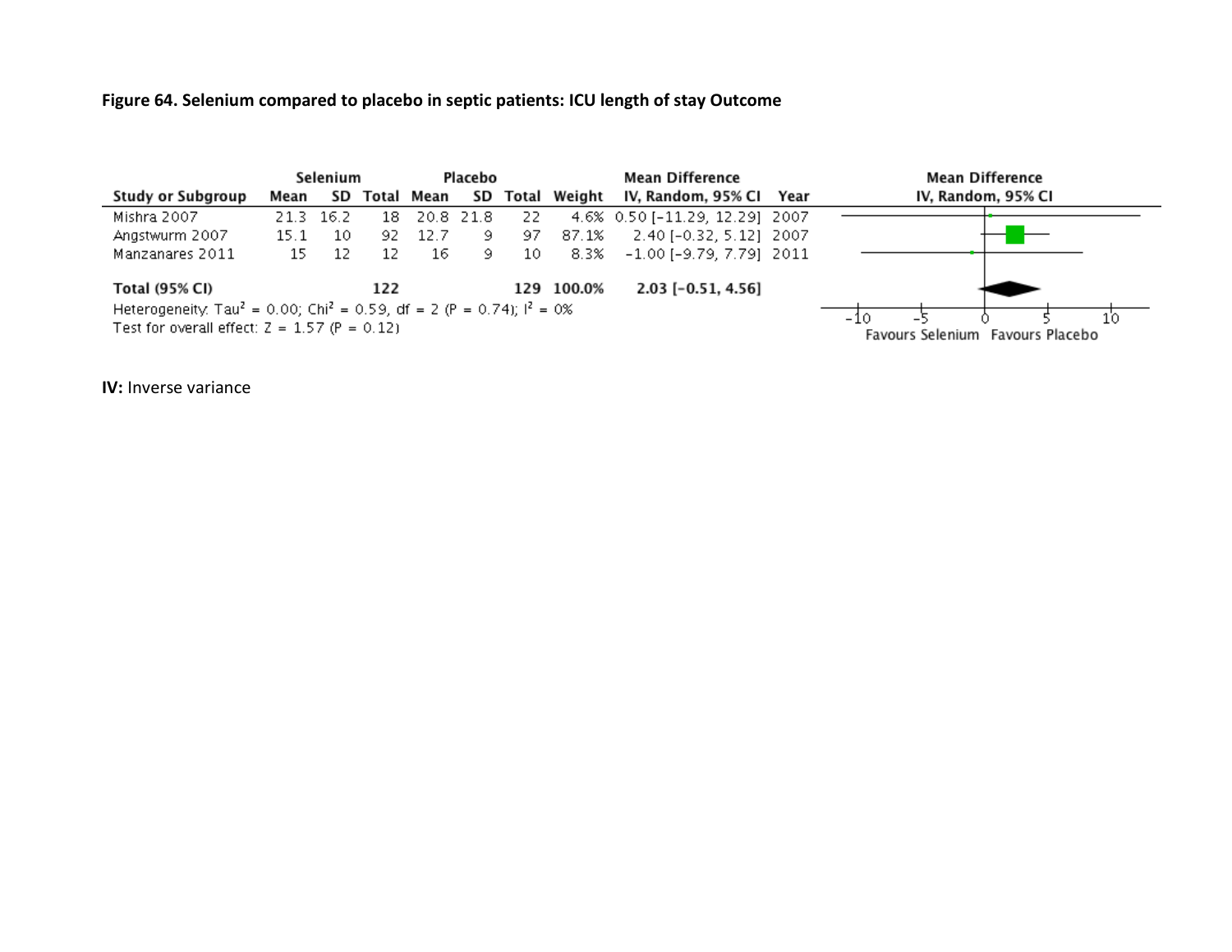**Figure 64. Selenium compared to placebo in septic patients: ICU length of stay Outcome**

| | Selenium | | | Placebo | | | | Mean Difference | |
|---|---|---|---|---|---|---|---|---|---|
| Study or Subgroup | Mean | SD | Total | Mean | SD | Total | Weight | IV, Random, 95% CI | Year |
| Mishra 2007 | 21.3 | 16.2 | 18 | 20.8 | 21.8 | 22 | 4.6% | 0.50 [-11.29, 12.29] | 2007 |
| Angstwurm 2007 | 15.1 | 10 | 92 | 12.7 | 9 | 97 | 87.1% | 2.40 [-0.32, 5.12] | 2007 |
| Manzanares 2011 | 15 | 12 | 12 | 16 | 9 | 10 | 8.3% | -1.00 [-9.79, 7.79] | 2011 |
| **Total (95% CI)** | | | **122** | | | **129** | **100.0%** | **2.03 [-0.51, 4.56]** | |

Heterogeneity: $Tau^2 = 0.00$; $Chi^2 = 0.59$, $df = 2$ ($P = 0.74$); $I^2 = 0\%$

Test for overall effect: $Z = 1.57$ ($P = 0.12$)

Mean Difference
IV, Random, 95% CI

-10 -5 0 5 10

Favours Selenium Favours Placebo

**IV:** Inverse variance